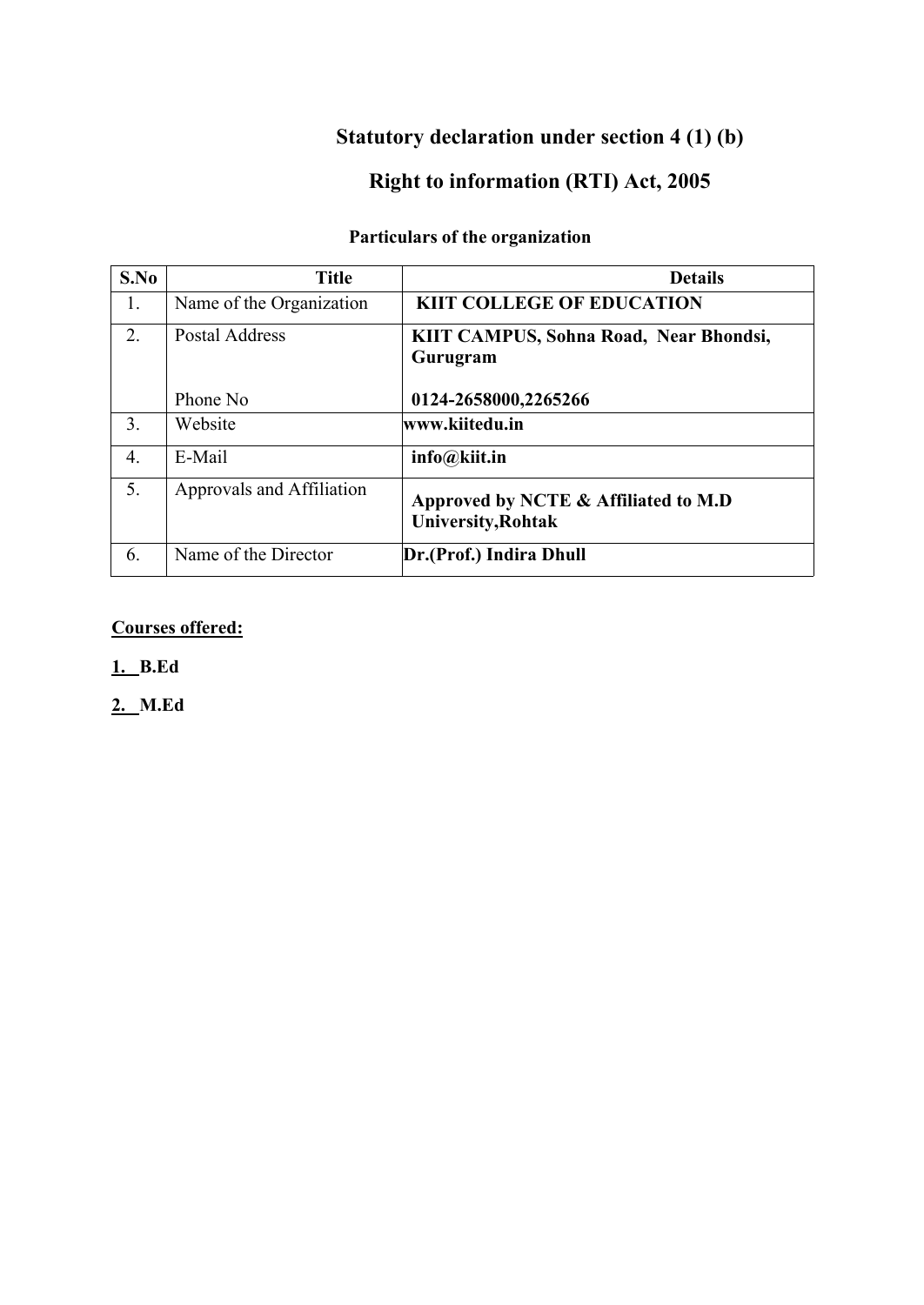# Statutory declaration under section 4 (1) (b)

# Right to information (RTI) Act, 2005

### Particulars of the organization

| S.No | Title | Details |
|---|---|---|
| 1. | Name of the Organization | **KIIT COLLEGE OF EDUCATION** |
| 2. | Postal Address<br><br>Phone No | **KIIT CAMPUS, Sohna Road, Near Bhondsi, Gurugram**<br><br>**0124-2658000,2265266** |
| 3. | Website | **www.kiitedu.in** |
| 4. | E-Mail | **info@kiit.in** |
| 5. | Approvals and Affiliation | **Approved by NCTE & Affiliated to M.D University,Rohtak** |
| 6. | Name of the Director | **Dr.(Prof.) Indira Dhull** |

**Courses offered:**

1. **B.Ed**
2. **M.Ed**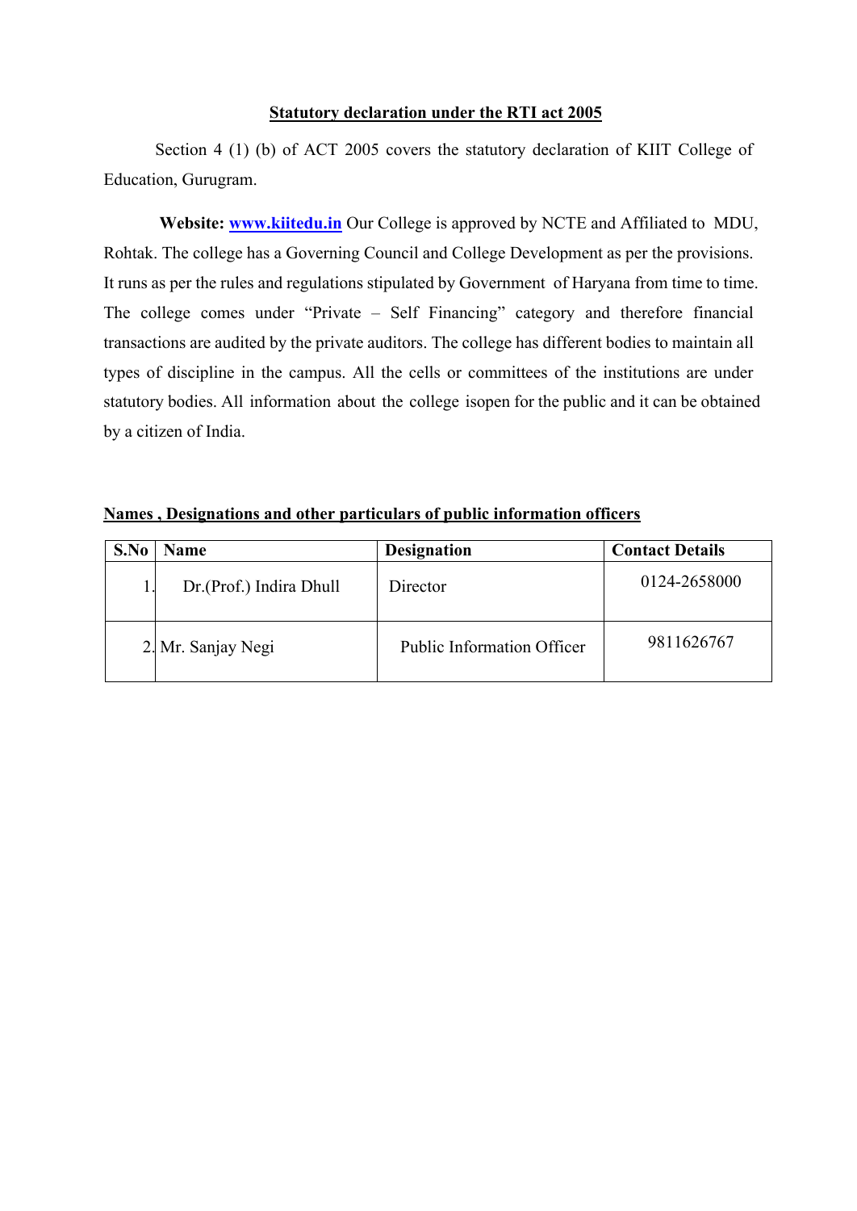**Statutory declaration under the RTI act 2005**

Section 4 (1) (b) of ACT 2005 covers the statutory declaration of KIIT College of Education, Gurugram.

**Website: [www.kiitedu.in](http://www.kiitedu.in)** Our College is approved by NCTE and Affiliated to MDU, Rohtak. The college has a Governing Council and College Development as per the provisions. It runs as per the rules and regulations stipulated by Government of Haryana from time to time. The college comes under "Private – Self Financing" category and therefore financial transactions are audited by the private auditors. The college has different bodies to maintain all types of discipline in the campus. All the cells or committees of the institutions are under statutory bodies. All information about the college isopen for the public and it can be obtained by a citizen of India.

**Names , Designations and other particulars of public information officers**

| S.No | Name | Designation | Contact Details |
|---|---|---|---|
| 1. | Dr.(Prof.) Indira Dhull | Director | 0124-2658000 |
| 2. | Mr. Sanjay Negi | Public Information Officer | 9811626767 |